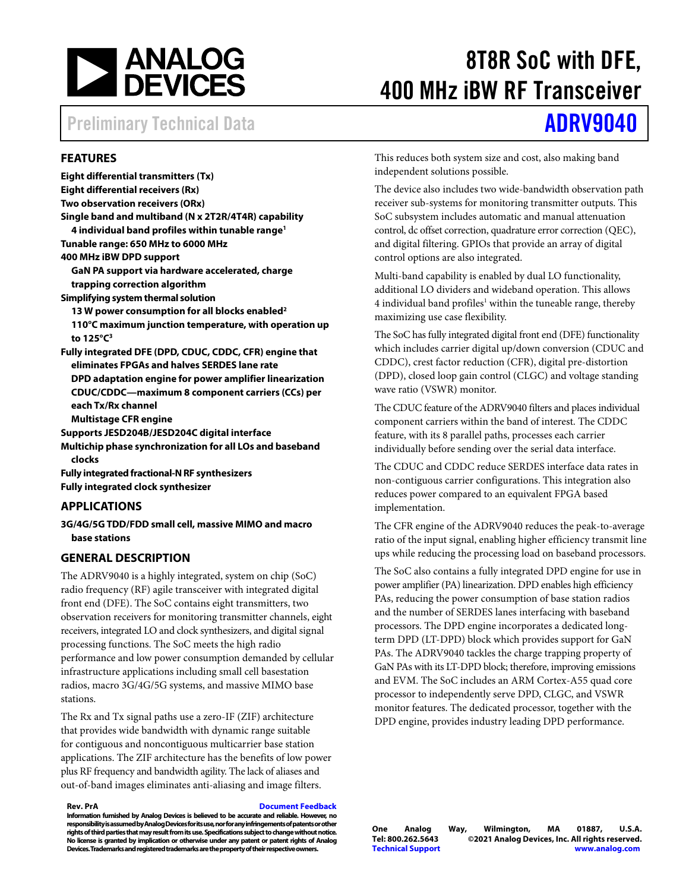# 8T8R SoC with DFE, 400 MHz iBW RF Transceiver

Preliminary Technical Data

# ADRV9040

## FEATURES

- **Eight differential transmitters (Tx)**
- **Eight differential receivers (Rx)**
- **Two observation receivers (ORx)**
- **Single band and multiband (N x 2T2R/4T4R) capability**
  - **4 individual band profiles within tunable range[1]**
- **Tunable range: 650 MHz to 6000 MHz**
- **400 MHz iBW DPD support**
  - **GaN PA support via hardware accelerated, charge trapping correction algorithm**
- **Simplifying system thermal solution**
  - **13 W power consumption for all blocks enabled[2]**
  - **110°C maximum junction temperature, with operation up to 125°C[3]**
- **Fully integrated DFE (DPD, CDUC, CDDC, CFR) engine that eliminates FPGAs and halves SERDES lane rate**
  - **DPD adaptation engine for power amplifier linearization**
  - **CDUC/CDDC—maximum 8 component carriers (CCs) per each Tx/Rx channel**
  - **Multistage CFR engine**
- **Supports JESD204B/JESD204C digital interface**
- **Multichip phase synchronization for all LOs and baseband clocks**
- **Fully integrated fractional-N RF synthesizers**
- **Fully integrated clock synthesizer**

## APPLICATIONS

**3G/4G/5G TDD/FDD small cell, massive MIMO and macro base stations**

## GENERAL DESCRIPTION

The ADRV9040 is a highly integrated, system on chip (SoC) radio frequency (RF) agile transceiver with integrated digital front end (DFE). The SoC contains eight transmitters, two observation receivers for monitoring transmitter channels, eight receivers, integrated LO and clock synthesizers, and digital signal processing functions. The SoC meets the high radio performance and low power consumption demanded by cellular infrastructure applications including small cell basestation radios, macro 3G/4G/5G systems, and massive MIMO base stations.

The Rx and Tx signal paths use a zero-IF (ZIF) architecture that provides wide bandwidth with dynamic range suitable for contiguous and noncontiguous multicarrier base station applications. The ZIF architecture has the benefits of low power plus RF frequency and bandwidth agility. The lack of aliases and out-of-band images eliminates anti-aliasing and image filters. This reduces both system size and cost, also making band independent solutions possible.

The device also includes two wide-bandwidth observation path receiver sub-systems for monitoring transmitter outputs. This SoC subsystem includes automatic and manual attenuation control, dc offset correction, quadrature error correction (QEC), and digital filtering. GPIOs that provide an array of digital control options are also integrated.

Multi-band capability is enabled by dual LO functionality, additional LO dividers and wideband operation. This allows 4 individual band profiles[1] within the tuneable range, thereby maximizing use case flexibility.

The SoC has fully integrated digital front end (DFE) functionality which includes carrier digital up/down conversion (CDUC and CDDC), crest factor reduction (CFR), digital pre-distortion (DPD), closed loop gain control (CLGC) and voltage standing wave ratio (VSWR) monitor.

The CDUC feature of the ADRV9040 filters and places individual component carriers within the band of interest. The CDDC feature, with its 8 parallel paths, processes each carrier individually before sending over the serial data interface.

The CDUC and CDDC reduce SERDES interface data rates in non-contiguous carrier configurations. This integration also reduces power compared to an equivalent FPGA based implementation.

The CFR engine of the ADRV9040 reduces the peak-to-average ratio of the input signal, enabling higher efficiency transmit line ups while reducing the processing load on baseband processors.

The SoC also contains a fully integrated DPD engine for use in power amplifier (PA) linearization. DPD enables high efficiency PAs, reducing the power consumption of base station radios and the number of SERDES lanes interfacing with baseband processors. The DPD engine incorporates a dedicated long-term DPD (LT-DPD) block which provides support for GaN PAs. The ADRV9040 tackles the charge trapping property of GaN PAs with its LT-DPD block; therefore, improving emissions and EVM. The SoC includes an ARM Cortex-A55 quad core processor to independently serve DPD, CLGC, and VSWR monitor features. The dedicated processor, together with the DPD engine, provides industry leading DPD performance.

**Rev. PrA** Document Feedback

**Information furnished by Analog Devices is believed to be accurate and reliable. However, no responsibility is assumed by Analog Devices for its use, nor for any infringements of patents or other rights of third parties that may result from its use. Specifications subject to change without notice. No license is granted by implication or otherwise under any patent or patent rights of Analog Devices. Trademarks and registered trademarks are the property of their respective owners.**

**One Analog Way, Wilmington, MA 01887, U.S.A.**
**Tel: 800.262.5643 ©2021 Analog Devices, Inc. All rights reserved.**
**Technical Support www.analog.com**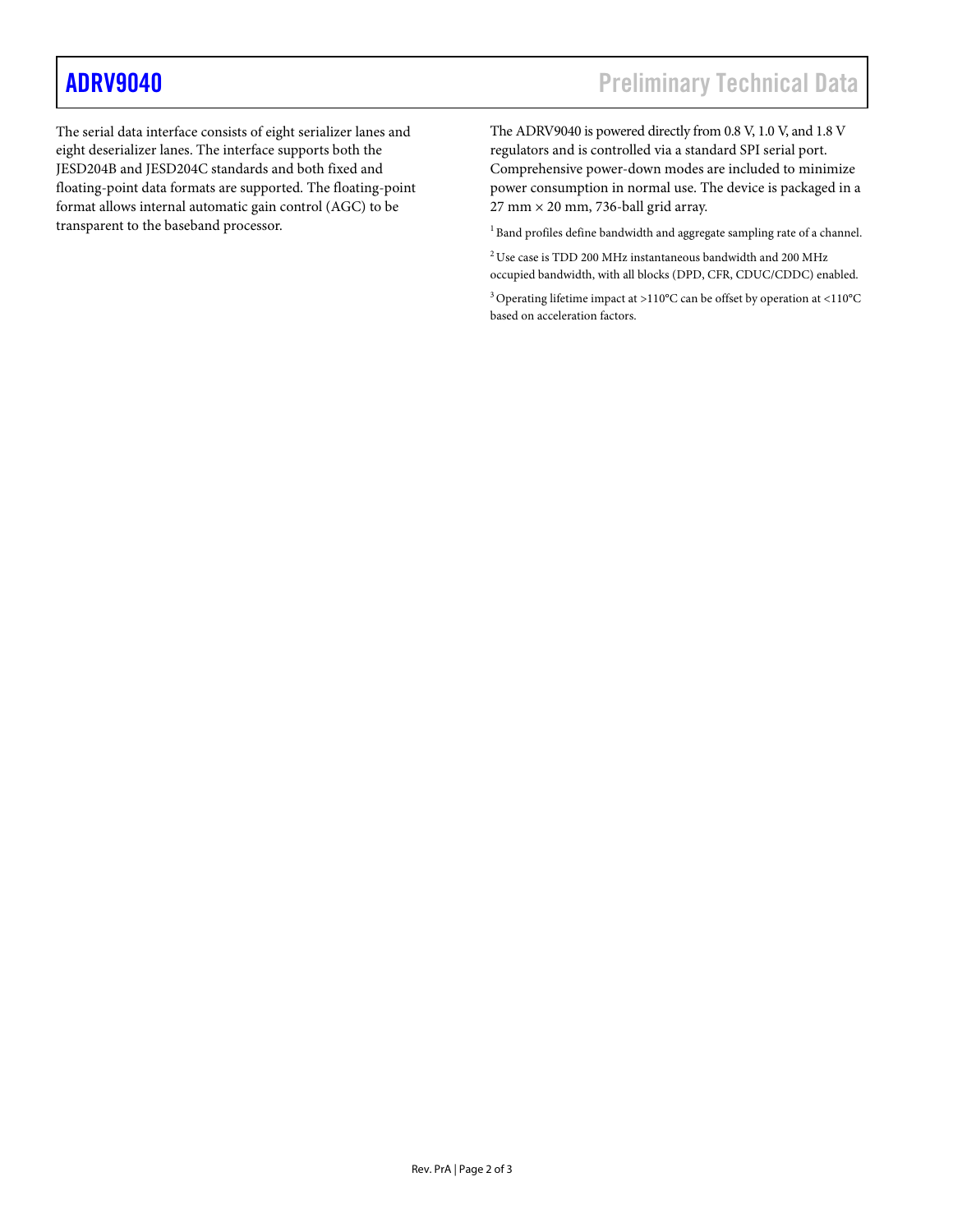The serial data interface consists of eight serializer lanes and eight deserializer lanes. The interface supports both the JESD204B and JESD204C standards and both fixed and floating-point data formats are supported. The floating-point format allows internal automatic gain control (AGC) to be transparent to the baseband processor.

The ADRV9040 is powered directly from 0.8 V, 1.0 V, and 1.8 V regulators and is controlled via a standard SPI serial port. Comprehensive power-down modes are included to minimize power consumption in normal use. The device is packaged in a 27 mm × 20 mm, 736-ball grid array.

[1] Band profiles define bandwidth and aggregate sampling rate of a channel.

[2] Use case is TDD 200 MHz instantaneous bandwidth and 200 MHz occupied bandwidth, with all blocks (DPD, CFR, CDUC/CDDC) enabled.

[3] Operating lifetime impact at >110°C can be offset by operation at <110°C based on acceleration factors.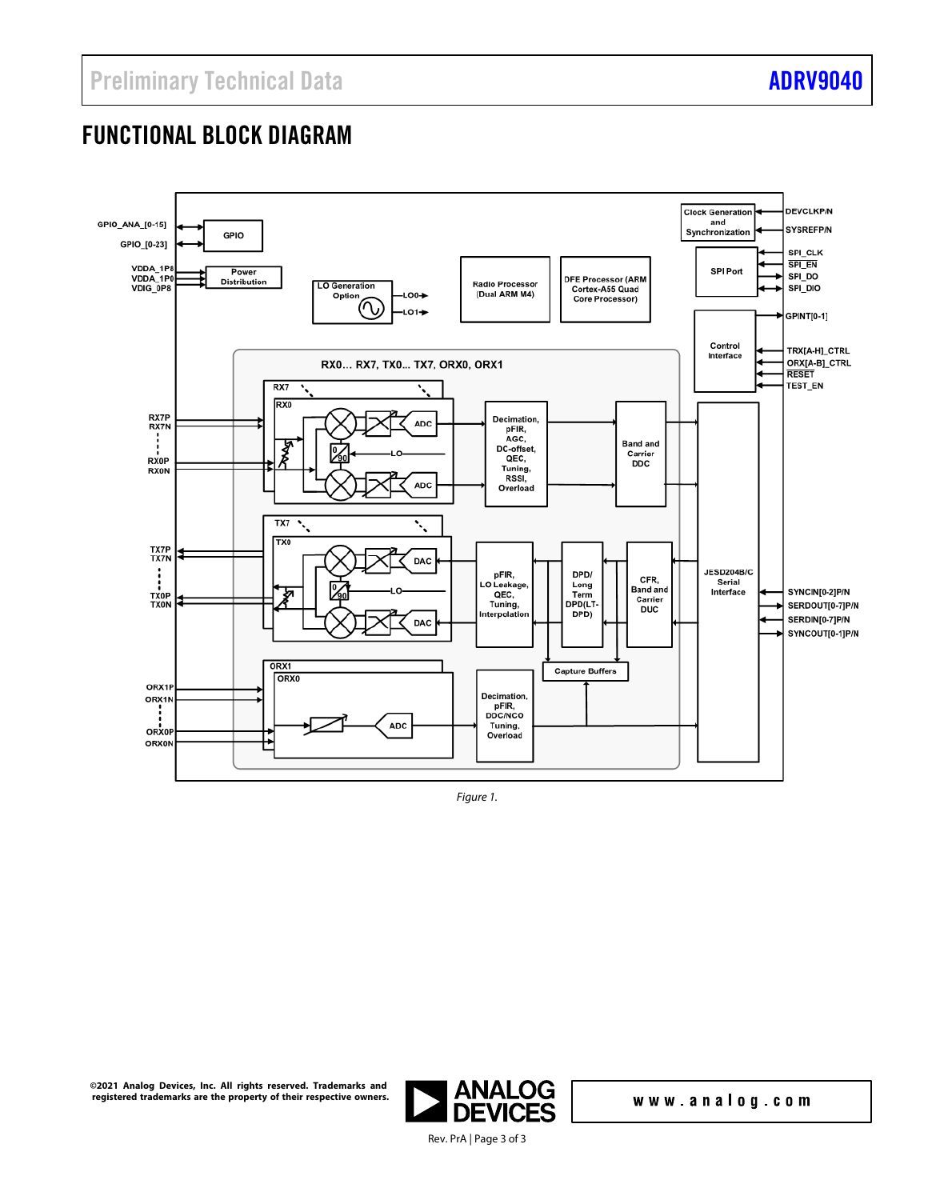## FUNCTIONAL BLOCK DIAGRAM

GPIO_ANA_[0-15]
GPIO_[0-23]
GPIO
VDDA_1P8
VDDA_1P0
VDIG_0P8
Power Distribution
LO Generation Option
LO0
LO1
Radio Processor (Dual ARM M4)
DFE Processor (ARM Cortex-A55 Quad Core Processor)
Clock Generation and Synchronization
DEVCLKP/N
SYSREFP/N
SPI Port
SPI_CLK
SPI_EN
SPI_DO
SPI_DIO
Control Interface
GPINT[0-1]
TRX[A-H]_CTRL
ORX[A-B]_CTRL
RESET
TEST_EN
RX0… RX7, TX0… TX7, ORX0, ORX1
RX7
RX0
RX7P
RX7N
RX0P
RX0N
ADC
LO
0
90
Decimation, pFIR, AGC, DC-offset, QEC, Tuning, RSSI, Overload
Band and Carrier DDC
TX7
TX0
TX7P
TX7N
TX0P
TX0N
DAC
pFIR, LO Leakage, QEC, Tuning, Interpolation
DPD/ Long Term DPD(LT-DPD)
CFR, Band and Carrier DUC
JESD204B/C Serial Interface
SYNCIN[0-2]P/N
SERDOUT[0-7]P/N
SERDIN[0-7]P/N
SYNCOUT[0-1]P/N
Capture Buffers
ORX1
ORX0
ORX1P
ORX1N
ORX0P
ORX0N
Decimation, pFIR, DDC/NCO Tuning, Overload

*Figure 1.*

©2021 Analog Devices, Inc. All rights reserved. Trademarks and registered trademarks are the property of their respective owners.

www.analog.com